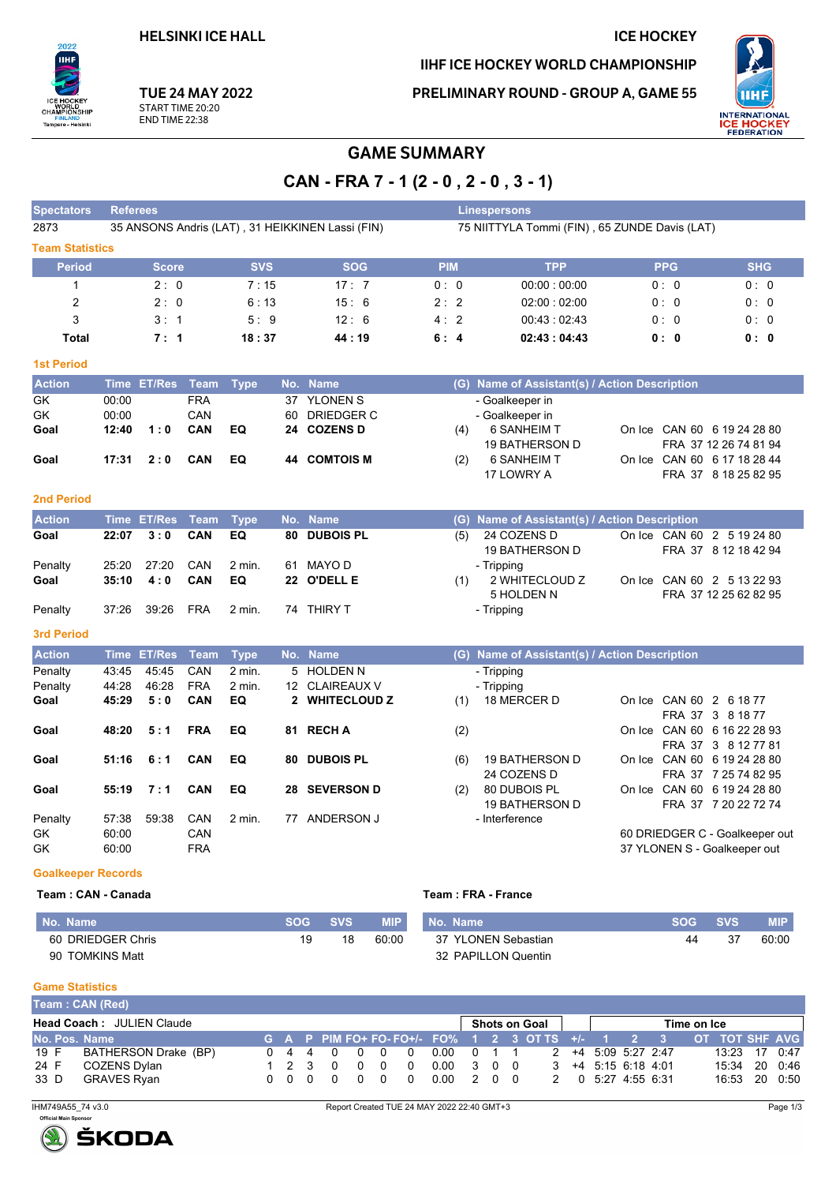HELSINKI ICE HALL

ICE HOCKEY

IIHF ICE HOCKEY WORLD CHAMPIONSHIP

TUE 24 MAY 2022
START TIME 20:20
END TIME 22:38

PRELIMINARY ROUND - GROUP A, GAME 55

# GAME SUMMARY

## CAN - FRA 7 - 1 (2 - 0 , 2 - 0 , 3 - 1)

| Spectators | Referees | Linespersons |
|---|---|---|
| 2873 | 35 ANSONS Andris (LAT) , 31 HEIKKINEN Lassi (FIN) | 75 NIITTYLA Tommi (FIN) , 65 ZUNDE Davis (LAT) |

### Team Statistics

| Period | Score | SVS | SOG | PIM | TPP | PPG | SHG |
|---|---|---|---|---|---|---|---|
| 1 | 2 : 0 | 7 : 15 | 17 : 7 | 0 : 0 | 00:00 : 00:00 | 0 : 0 | 0 : 0 |
| 2 | 2 : 0 | 6 : 13 | 15 : 6 | 2 : 2 | 02:00 : 02:00 | 0 : 0 | 0 : 0 |
| 3 | 3 : 1 | 5 : 9 | 12 : 6 | 4 : 2 | 00:43 : 02:43 | 0 : 0 | 0 : 0 |
| **Total** | **7 : 1** | **18 : 37** | **44 : 19** | **6 : 4** | **02:43 : 04:43** | **0 : 0** | **0 : 0** |

### 1st Period

| Action | Time | ET/Res | Team | Type | No. | Name | (G) | Name of Assistant(s) / Action Description | |
|---|---|---|---|---|---|---|---|---|---|
| GK | 00:00 | | FRA | | 37 | YLONEN S | | - Goalkeeper in | |
| GK | 00:00 | | CAN | | 60 | DRIEDGER C | | - Goalkeeper in | |
| **Goal** | **12:40** | **1 : 0** | **CAN** | **EQ** | **24** | **COZENS D** | (4) | 6 SANHEIM T<br>19 BATHERSON D | On Ice CAN 60 6 19 24 28 80<br>FRA 37 12 26 74 81 94 |
| **Goal** | **17:31** | **2 : 0** | **CAN** | **EQ** | **44** | **COMTOIS M** | (2) | 6 SANHEIM T<br>17 LOWRY A | On Ice CAN 60 6 17 18 28 44<br>FRA 37 8 18 25 82 95 |

### 2nd Period

| Action | Time | ET/Res | Team | Type | No. | Name | (G) | Name of Assistant(s) / Action Description | |
|---|---|---|---|---|---|---|---|---|---|
| **Goal** | **22:07** | **3 : 0** | **CAN** | **EQ** | **80** | **DUBOIS PL** | (5) | 24 COZENS D<br>19 BATHERSON D | On Ice CAN 60 2 5 19 24 80<br>FRA 37 8 12 18 42 94 |
| Penalty | 25:20 | 27:20 | CAN | 2 min. | 61 | MAYO D | | - Tripping | |
| **Goal** | **35:10** | **4 : 0** | **CAN** | **EQ** | **22** | **O'DELL E** | (1) | 2 WHITECLOUD Z<br>5 HOLDEN N | On Ice CAN 60 2 5 13 22 93<br>FRA 37 12 25 62 82 95 |
| Penalty | 37:26 | 39:26 | FRA | 2 min. | 74 | THIRY T | | - Tripping | |

### 3rd Period

| Action | Time | ET/Res | Team | Type | No. | Name | (G) | Name of Assistant(s) / Action Description | |
|---|---|---|---|---|---|---|---|---|---|
| Penalty | 43:45 | 45:45 | CAN | 2 min. | 5 | HOLDEN N | | - Tripping | |
| Penalty | 44:28 | 46:28 | FRA | 2 min. | 12 | CLAIREAUX V | | - Tripping | |
| **Goal** | **45:29** | **5 : 0** | **CAN** | **EQ** | **2** | **WHITECLOUD Z** | (1) | 18 MERCER D | On Ice CAN 60 2 6 18 77<br>FRA 37 3 8 18 77 |
| **Goal** | **48:20** | **5 : 1** | **FRA** | **EQ** | **81** | **RECH A** | (2) | | On Ice CAN 60 6 16 22 28 93<br>FRA 37 3 8 12 77 81 |
| **Goal** | **51:16** | **6 : 1** | **CAN** | **EQ** | **80** | **DUBOIS PL** | (6) | 19 BATHERSON D<br>24 COZENS D | On Ice CAN 60 6 19 24 28 80<br>FRA 37 7 25 74 82 95 |
| **Goal** | **55:19** | **7 : 1** | **CAN** | **EQ** | **28** | **SEVERSON D** | (2) | 80 DUBOIS PL<br>19 BATHERSON D | On Ice CAN 60 6 19 24 28 80<br>FRA 37 7 20 22 72 74 |
| Penalty | 57:38 | 59:38 | CAN | 2 min. | 77 | ANDERSON J | | - Interference | |
| GK | 60:00 | | CAN | | | | | | 60 DRIEDGER C - Goalkeeper out |
| GK | 60:00 | | FRA | | | | | | 37 YLONEN S - Goalkeeper out |

### Goalkeeper Records

**Team : CAN - Canada**

| No. Name | SOG | SVS | MIP |
|---|---|---|---|
| 60 DRIEDGER Chris | 19 | 18 | 60:00 |
| 90 TOMKINS Matt | | | |

**Team : FRA - France**

| No. Name | SOG | SVS | MIP |
|---|---|---|---|
| 37 YLONEN Sebastian | 44 | 37 | 60:00 |
| 32 PAPILLON Quentin | | | |

### Game Statistics

**Team : CAN (Red)**

**Head Coach :** JULIEN Claude

| No. | Pos. | Name | G | A | P | PIM | FO+ | FO- | FO+/- | FO% | SOG 1 | SOG 2 | SOG 3 | SOG OT | SOG TS | +/- | TOI 1 | TOI 2 | TOI 3 | TOI OT | TOT | SHF | AVG |
|---|---|---|---|---|---|---|---|---|---|---|---|---|---|---|---|---|---|---|---|---|---|---|---|
| 19 | F | BATHERSON Drake (BP) | 0 | 4 | 4 | 0 | 0 | 0 | 0 | 0.00 | 0 | 1 | 1 | | 2 | +4 | 5:09 | 5:27 | 2:47 | | 13:23 | 17 | 0:47 |
| 24 | F | COZENS Dylan | 1 | 2 | 3 | 0 | 0 | 0 | 0 | 0.00 | 3 | 0 | 0 | | 3 | +4 | 5:15 | 6:18 | 4:01 | | 15:34 | 20 | 0:46 |
| 33 | D | GRAVES Ryan | 0 | 0 | 0 | 0 | 0 | 0 | 0 | 0.00 | 2 | 0 | 0 | | 2 | 0 | 5:27 | 4:55 | 6:31 | | 16:53 | 20 | 0:50 |

IHM749A55_74 v3.0 — Report Created TUE 24 MAY 2022 22:40 GMT+3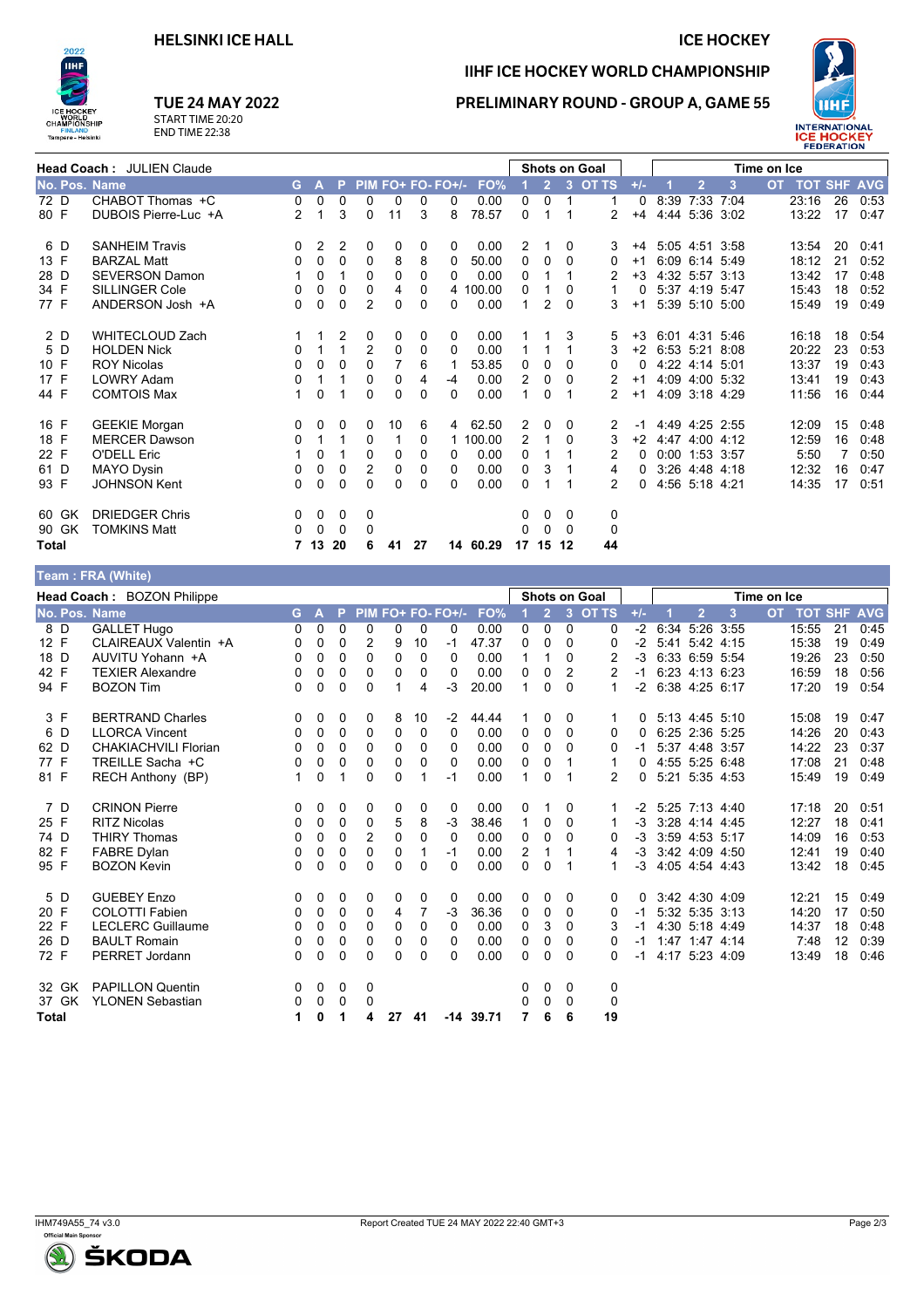# HELSINKI ICE HALL

**ICE HOCKEY**

## IIHF ICE HOCKEY WORLD CHAMPIONSHIP

### PRELIMINARY ROUND - GROUP A, GAME 55

**TUE 24 MAY 2022**
START TIME 20:20
END TIME 22:38

**Head Coach :** JULIEN Claude

| No. | Pos. | Name | G | A | P | PIM | FO+ | FO- | FO+/- | FO% | SOG 1 | SOG 2 | SOG 3 | SOG OT | SOG TS | +/- | TOI 1 | TOI 2 | TOI 3 | TOI OT | TOT | SHF | AVG |
|---|---|---|---|---|---|---|---|---|---|---|---|---|---|---|---|---|---|---|---|---|---|---|---|
| 72 | D | CHABOT Thomas +C | 0 | 0 | 0 | 0 | 0 | 0 | 0 | 0.00 | 0 | 0 | 1 | | 1 | 0 | 8:39 | 7:33 | 7:04 | | 23:16 | 26 | 0:53 |
| 80 | F | DUBOIS Pierre-Luc +A | 2 | 1 | 3 | 0 | 11 | 3 | 8 | 78.57 | 0 | 1 | 1 | | 2 | +4 | 4:44 | 5:36 | 3:02 | | 13:22 | 17 | 0:47 |
| 6 | D | SANHEIM Travis | 0 | 2 | 2 | 0 | 0 | 0 | 0 | 0.00 | 2 | 1 | 0 | | 3 | +4 | 5:05 | 4:51 | 3:58 | | 13:54 | 20 | 0:41 |
| 13 | F | BARZAL Matt | 0 | 0 | 0 | 0 | 8 | 8 | 0 | 50.00 | 0 | 0 | 0 | | 0 | +1 | 6:09 | 6:14 | 5:49 | | 18:12 | 21 | 0:52 |
| 28 | D | SEVERSON Damon | 1 | 0 | 1 | 0 | 0 | 0 | 0 | 0.00 | 0 | 1 | 1 | | 2 | +3 | 4:32 | 5:57 | 3:13 | | 13:42 | 17 | 0:48 |
| 34 | F | SILLINGER Cole | 0 | 0 | 0 | 0 | 4 | 0 | 4 | 100.00 | 0 | 1 | 0 | | 1 | 0 | 5:37 | 4:19 | 5:47 | | 15:43 | 18 | 0:52 |
| 77 | F | ANDERSON Josh +A | 0 | 0 | 0 | 2 | 0 | 0 | 0 | 0.00 | 1 | 2 | 0 | | 3 | +1 | 5:39 | 5:10 | 5:00 | | 15:49 | 19 | 0:49 |
| 2 | D | WHITECLOUD Zach | 1 | 1 | 2 | 0 | 0 | 0 | 0 | 0.00 | 1 | 1 | 3 | | 5 | +3 | 6:01 | 4:31 | 5:46 | | 16:18 | 18 | 0:54 |
| 5 | D | HOLDEN Nick | 0 | 1 | 1 | 2 | 0 | 0 | 0 | 0.00 | 1 | 1 | 1 | | 3 | +2 | 6:53 | 5:21 | 8:08 | | 20:22 | 23 | 0:53 |
| 10 | F | ROY Nicolas | 0 | 0 | 0 | 0 | 7 | 6 | 1 | 53.85 | 0 | 0 | 0 | | 0 | 0 | 4:22 | 4:14 | 5:01 | | 13:37 | 19 | 0:43 |
| 17 | F | LOWRY Adam | 0 | 1 | 1 | 0 | 0 | 4 | -4 | 0.00 | 2 | 0 | 0 | | 2 | +1 | 4:09 | 4:00 | 5:32 | | 13:41 | 19 | 0:43 |
| 44 | F | COMTOIS Max | 1 | 0 | 1 | 0 | 0 | 0 | 0 | 0.00 | 1 | 0 | 1 | | 2 | +1 | 4:09 | 3:18 | 4:29 | | 11:56 | 16 | 0:44 |
| 16 | F | GEEKIE Morgan | 0 | 0 | 0 | 0 | 10 | 6 | 4 | 62.50 | 2 | 0 | 0 | | 2 | -1 | 4:49 | 4:25 | 2:55 | | 12:09 | 15 | 0:48 |
| 18 | F | MERCER Dawson | 0 | 1 | 1 | 0 | 1 | 0 | 1 | 100.00 | 2 | 1 | 0 | | 3 | +2 | 4:47 | 4:00 | 4:12 | | 12:59 | 16 | 0:48 |
| 22 | F | O'DELL Eric | 1 | 0 | 1 | 0 | 0 | 0 | 0 | 0.00 | 0 | 1 | 1 | | 2 | 0 | 0:00 | 1:53 | 3:57 | | 5:50 | 7 | 0:50 |
| 61 | D | MAYO Dysin | 0 | 0 | 0 | 2 | 0 | 0 | 0 | 0.00 | 0 | 3 | 1 | | 4 | 0 | 3:26 | 4:48 | 4:18 | | 12:32 | 16 | 0:47 |
| 93 | F | JOHNSON Kent | 0 | 0 | 0 | 0 | 0 | 0 | 0 | 0.00 | 0 | 1 | 1 | | 2 | 0 | 4:56 | 5:18 | 4:21 | | 14:35 | 17 | 0:51 |
| 60 | GK | DRIEDGER Chris | 0 | 0 | 0 | 0 | | | | | 0 | 0 | 0 | | 0 | | | | | | | | |
| 90 | GK | TOMKINS Matt | 0 | 0 | 0 | 0 | | | | | 0 | 0 | 0 | | 0 | | | | | | | | |
| **Total** | | | **7** | **13** | **20** | **6** | **41** | **27** | **14** | **60.29** | **17** | **15** | **12** | | **44** | | | | | | | | |

## Team : FRA (White)

**Head Coach :** BOZON Philippe

| No. | Pos. | Name | G | A | P | PIM | FO+ | FO- | FO+/- | FO% | SOG 1 | SOG 2 | SOG 3 | SOG OT | SOG TS | +/- | TOI 1 | TOI 2 | TOI 3 | TOI OT | TOT | SHF | AVG |
|---|---|---|---|---|---|---|---|---|---|---|---|---|---|---|---|---|---|---|---|---|---|---|---|
| 8 | D | GALLET Hugo | 0 | 0 | 0 | 0 | 0 | 0 | 0 | 0.00 | 0 | 0 | 0 | | 0 | -2 | 6:34 | 5:26 | 3:55 | | 15:55 | 21 | 0:45 |
| 12 | F | CLAIREAUX Valentin +A | 0 | 0 | 0 | 2 | 9 | 10 | -1 | 47.37 | 0 | 0 | 0 | | 0 | -2 | 5:41 | 5:42 | 4:15 | | 15:38 | 19 | 0:49 |
| 18 | D | AUVITU Yohann +A | 0 | 0 | 0 | 0 | 0 | 0 | 0 | 0.00 | 1 | 1 | 0 | | 2 | -3 | 6:33 | 6:59 | 5:54 | | 19:26 | 23 | 0:50 |
| 42 | F | TEXIER Alexandre | 0 | 0 | 0 | 0 | 0 | 0 | 0 | 0.00 | 0 | 0 | 2 | | 2 | -1 | 6:23 | 4:13 | 6:23 | | 16:59 | 18 | 0:56 |
| 94 | F | BOZON Tim | 0 | 0 | 0 | 0 | 1 | 4 | -3 | 20.00 | 1 | 0 | 0 | | 1 | -2 | 6:38 | 4:25 | 6:17 | | 17:20 | 19 | 0:54 |
| 3 | F | BERTRAND Charles | 0 | 0 | 0 | 0 | 8 | 10 | -2 | 44.44 | 1 | 0 | 0 | | 1 | 0 | 5:13 | 4:45 | 5:10 | | 15:08 | 19 | 0:47 |
| 6 | D | LLORCA Vincent | 0 | 0 | 0 | 0 | 0 | 0 | 0 | 0.00 | 0 | 0 | 0 | | 0 | 0 | 6:25 | 2:36 | 5:25 | | 14:26 | 20 | 0:43 |
| 62 | D | CHAKIACHVILI Florian | 0 | 0 | 0 | 0 | 0 | 0 | 0 | 0.00 | 0 | 0 | 0 | | 0 | -1 | 5:37 | 4:48 | 3:57 | | 14:22 | 23 | 0:37 |
| 77 | F | TREILLE Sacha +C | 0 | 0 | 0 | 0 | 0 | 0 | 0 | 0.00 | 0 | 0 | 1 | | 1 | 0 | 4:55 | 5:25 | 6:48 | | 17:08 | 21 | 0:48 |
| 81 | F | RECH Anthony (BP) | 1 | 0 | 1 | 0 | 0 | 1 | -1 | 0.00 | 1 | 0 | 1 | | 2 | 0 | 5:21 | 5:35 | 4:53 | | 15:49 | 19 | 0:49 |
| 7 | D | CRINON Pierre | 0 | 0 | 0 | 0 | 0 | 0 | 0 | 0.00 | 0 | 1 | 0 | | 1 | -2 | 5:25 | 7:13 | 4:40 | | 17:18 | 20 | 0:51 |
| 25 | F | RITZ Nicolas | 0 | 0 | 0 | 0 | 5 | 8 | -3 | 38.46 | 1 | 0 | 0 | | 1 | -3 | 3:28 | 4:14 | 4:45 | | 12:27 | 18 | 0:41 |
| 74 | D | THIRY Thomas | 0 | 0 | 0 | 2 | 0 | 0 | 0 | 0.00 | 0 | 0 | 0 | | 0 | -3 | 3:59 | 4:53 | 5:17 | | 14:09 | 16 | 0:53 |
| 82 | F | FABRE Dylan | 0 | 0 | 0 | 0 | 0 | 1 | -1 | 0.00 | 2 | 1 | 1 | | 4 | -3 | 3:42 | 4:09 | 4:50 | | 12:41 | 19 | 0:40 |
| 95 | F | BOZON Kevin | 0 | 0 | 0 | 0 | 0 | 0 | 0 | 0.00 | 0 | 0 | 1 | | 1 | -3 | 4:05 | 4:54 | 4:43 | | 13:42 | 18 | 0:45 |
| 5 | D | GUEBEY Enzo | 0 | 0 | 0 | 0 | 0 | 0 | 0 | 0.00 | 0 | 0 | 0 | | 0 | 0 | 3:42 | 4:30 | 4:09 | | 12:21 | 15 | 0:49 |
| 20 | F | COLOTTI Fabien | 0 | 0 | 0 | 0 | 4 | 7 | -3 | 36.36 | 0 | 0 | 0 | | 0 | -1 | 5:32 | 5:35 | 3:13 | | 14:20 | 17 | 0:50 |
| 22 | F | LECLERC Guillaume | 0 | 0 | 0 | 0 | 0 | 0 | 0 | 0.00 | 0 | 3 | 0 | | 3 | -1 | 4:30 | 5:18 | 4:49 | | 14:37 | 18 | 0:48 |
| 26 | D | BAULT Romain | 0 | 0 | 0 | 0 | 0 | 0 | 0 | 0.00 | 0 | 0 | 0 | | 0 | -1 | 1:47 | 1:47 | 4:14 | | 7:48 | 12 | 0:39 |
| 72 | F | PERRET Jordann | 0 | 0 | 0 | 0 | 0 | 0 | 0 | 0.00 | 0 | 0 | 0 | | 0 | -1 | 4:17 | 5:23 | 4:09 | | 13:49 | 18 | 0:46 |
| 32 | GK | PAPILLON Quentin | 0 | 0 | 0 | 0 | | | | | 0 | 0 | 0 | | 0 | | | | | | | | |
| 37 | GK | YLONEN Sebastian | 0 | 0 | 0 | 0 | | | | | 0 | 0 | 0 | | 0 | | | | | | | | |
| **Total** | | | **1** | **0** | **1** | **4** | **27** | **41** | **-14** | **39.71** | **7** | **6** | **6** | | **19** | | | | | | | | |

IHM749A55_74 v3.0 — Report Created TUE 24 MAY 2022 22:40 GMT+3

Official Main Sponsor: ŠKODA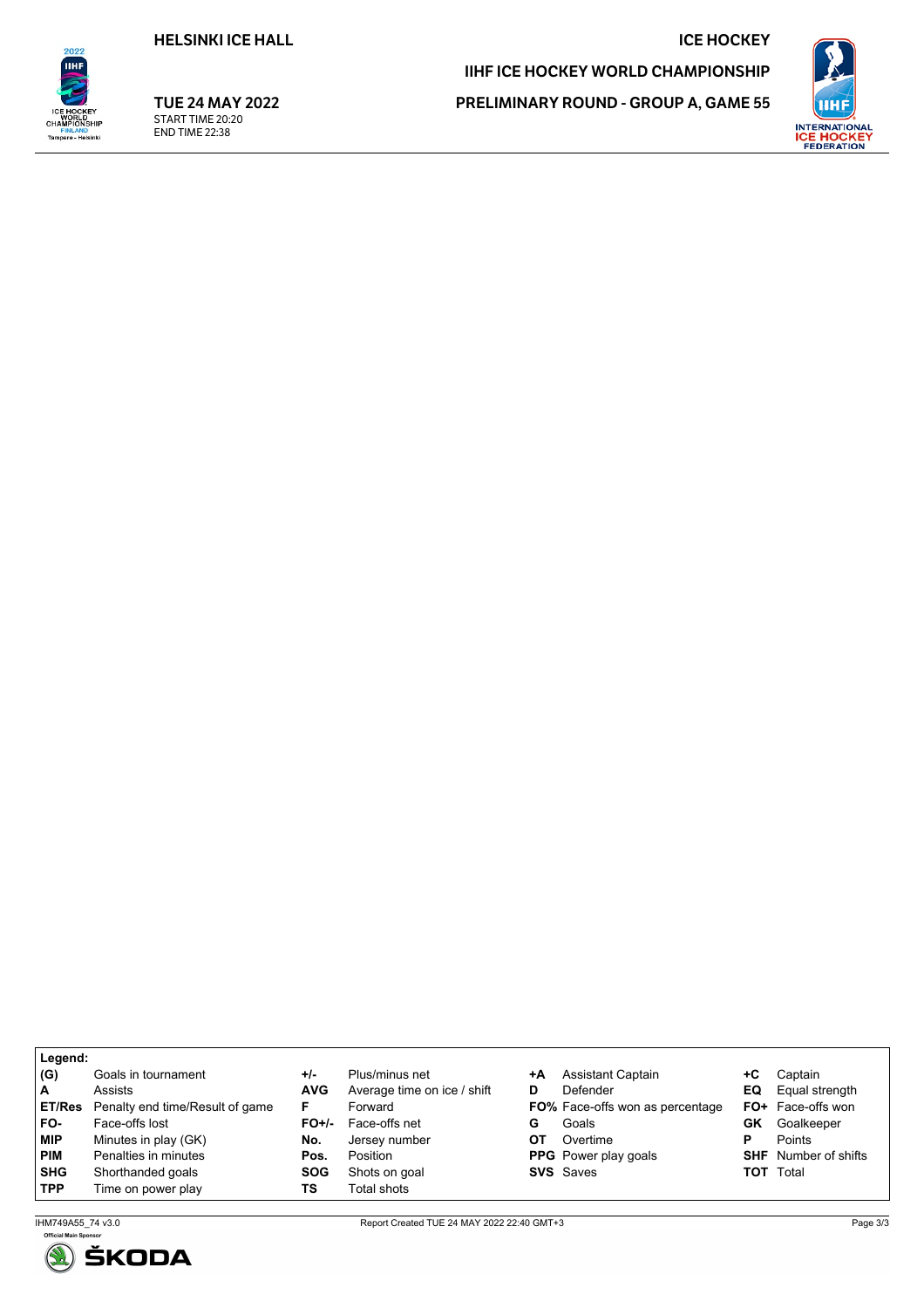**Legend:**

| | | | | | | | |
|---|---|---|---|---|---|---|---|
| **(G)** | Goals in tournament | **+/-** | Plus/minus net | **+A** | Assistant Captain | **+C** | Captain |
| **A** | Assists | **AVG** | Average time on ice / shift | **D** | Defender | **EQ** | Equal strength |
| **ET/Res** | Penalty end time/Result of game | **F** | Forward | **FO%** | Face-offs won as percentage | **FO+** | Face-offs won |
| **FO-** | Face-offs lost | **FO+/-** | Face-offs net | **G** | Goals | **GK** | Goalkeeper |
| **MIP** | Minutes in play (GK) | **No.** | Jersey number | **OT** | Overtime | **P** | Points |
| **PIM** | Penalties in minutes | **Pos.** | Position | **PPG** | Power play goals | **SHF** | Number of shifts |
| **SHG** | Shorthanded goals | **SOG** | Shots on goal | **SVS** | Saves | **TOT** | Total |
| **TPP** | Time on power play | **TS** | Total shots | | | | |

IHM749A55_74 v3.0

Report Created TUE 24 MAY 2022 22:40 GMT+3